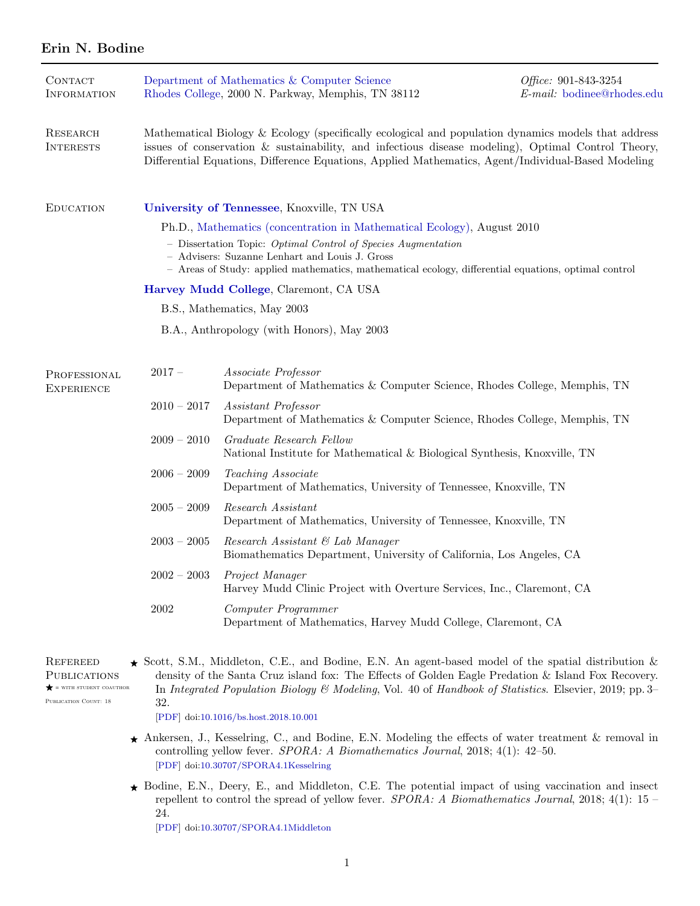# Erin N. Bodine

## Contact Information

Department of Mathematics & Computer Science
Rhodes College, 2000 N. Parkway, Memphis, TN 38112

*Office:* 901-843-3254
*E-mail:* bodinee@rhodes.edu

## Research Interests

Mathematical Biology & Ecology (specifically ecological and population dynamics models that address issues of conservation & sustainability, and infectious disease modeling), Optimal Control Theory, Differential Equations, Difference Equations, Applied Mathematics, Agent/Individual-Based Modeling

## Education

**University of Tennessee**, Knoxville, TN USA

Ph.D., Mathematics (concentration in Mathematical Ecology), August 2010

- Dissertation Topic: *Optimal Control of Species Augmentation*
- Advisers: Suzanne Lenhart and Louis J. Gross
- Areas of Study: applied mathematics, mathematical ecology, differential equations, optimal control

**Harvey Mudd College**, Claremont, CA USA

B.S., Mathematics, May 2003

B.A., Anthropology (with Honors), May 2003

## Professional Experience

| | |
|---|---|
| 2017 – | *Associate Professor*<br>Department of Mathematics & Computer Science, Rhodes College, Memphis, TN |
| 2010 – 2017 | *Assistant Professor*<br>Department of Mathematics & Computer Science, Rhodes College, Memphis, TN |
| 2009 – 2010 | *Graduate Research Fellow*<br>National Institute for Mathematical & Biological Synthesis, Knoxville, TN |
| 2006 – 2009 | *Teaching Associate*<br>Department of Mathematics, University of Tennessee, Knoxville, TN |
| 2005 – 2009 | *Research Assistant*<br>Department of Mathematics, University of Tennessee, Knoxville, TN |
| 2003 – 2005 | *Research Assistant & Lab Manager*<br>Biomathematics Department, University of California, Los Angeles, CA |
| 2002 – 2003 | *Project Manager*<br>Harvey Mudd Clinic Project with Overture Services, Inc., Claremont, CA |
| 2002 | *Computer Programmer*<br>Department of Mathematics, Harvey Mudd College, Claremont, CA |

## Refereed Publications

★ = with student coauthor

Publication Count: 18

★ Scott, S.M., Middleton, C.E., and Bodine, E.N. An agent-based model of the spatial distribution & density of the Santa Cruz island fox: The Effects of Golden Eagle Predation & Island Fox Recovery. In *Integrated Population Biology & Modeling*, Vol. 40 of *Handbook of Statistics*. Elsevier, 2019; pp. 3–32.
[PDF] doi:10.1016/bs.host.2018.10.001

★ Ankersen, J., Kesselring, C., and Bodine, E.N. Modeling the effects of water treatment & removal in controlling yellow fever. *SPORA: A Biomathematics Journal*, 2018; 4(1): 42–50.
[PDF] doi:10.30707/SPORA4.1Kesselring

★ Bodine, E.N., Deery, E., and Middleton, C.E. The potential impact of using vaccination and insect repellent to control the spread of yellow fever. *SPORA: A Biomathematics Journal*, 2018; 4(1): 15 – 24.
[PDF] doi:10.30707/SPORA4.1Middleton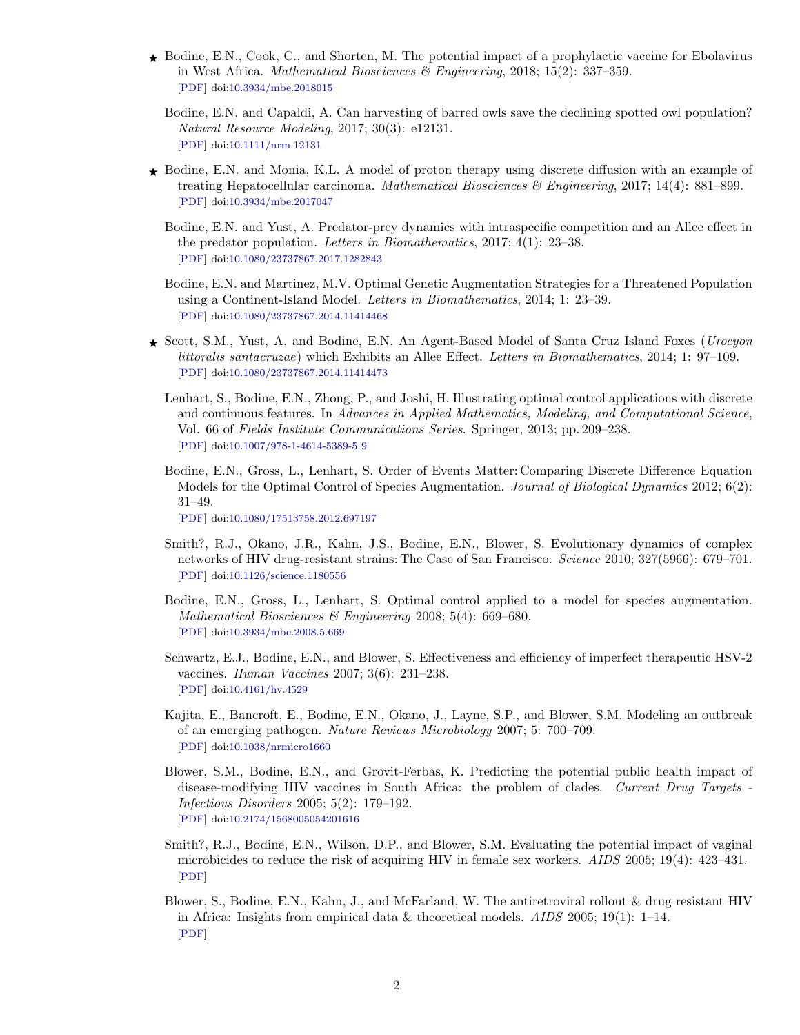- ★ Bodine, E.N., Cook, C., and Shorten, M. The potential impact of a prophylactic vaccine for Ebolavirus in West Africa. *Mathematical Biosciences & Engineering*, 2018; 15(2): 337–359.
  [PDF] doi:10.3934/mbe.2018015

- Bodine, E.N. and Capaldi, A. Can harvesting of barred owls save the declining spotted owl population? *Natural Resource Modeling*, 2017; 30(3): e12131.
  [PDF] doi:10.1111/nrm.12131

- ★ Bodine, E.N. and Monia, K.L. A model of proton therapy using discrete diffusion with an example of treating Hepatocellular carcinoma. *Mathematical Biosciences & Engineering*, 2017; 14(4): 881–899.
  [PDF] doi:10.3934/mbe.2017047

- Bodine, E.N. and Yust, A. Predator-prey dynamics with intraspecific competition and an Allee effect in the predator population. *Letters in Biomathematics*, 2017; 4(1): 23–38.
  [PDF] doi:10.1080/23737867.2017.1282843

- Bodine, E.N. and Martinez, M.V. Optimal Genetic Augmentation Strategies for a Threatened Population using a Continent-Island Model. *Letters in Biomathematics*, 2014; 1: 23–39.
  [PDF] doi:10.1080/23737867.2014.11414468

- ★ Scott, S.M., Yust, A. and Bodine, E.N. An Agent-Based Model of Santa Cruz Island Foxes (*Urocyon littoralis santacruzae*) which Exhibits an Allee Effect. *Letters in Biomathematics*, 2014; 1: 97–109.
  [PDF] doi:10.1080/23737867.2014.11414473

- Lenhart, S., Bodine, E.N., Zhong, P., and Joshi, H. Illustrating optimal control applications with discrete and continuous features. In *Advances in Applied Mathematics, Modeling, and Computational Science*, Vol. 66 of *Fields Institute Communications Series*. Springer, 2013; pp. 209–238.
  [PDF] doi:10.1007/978-1-4614-5389-5_9

- Bodine, E.N., Gross, L., Lenhart, S. Order of Events Matter: Comparing Discrete Difference Equation Models for the Optimal Control of Species Augmentation. *Journal of Biological Dynamics* 2012; 6(2): 31–49.
  [PDF] doi:10.1080/17513758.2012.697197

- Smith?, R.J., Okano, J.R., Kahn, J.S., Bodine, E.N., Blower, S. Evolutionary dynamics of complex networks of HIV drug-resistant strains: The Case of San Francisco. *Science* 2010; 327(5966): 679–701.
  [PDF] doi:10.1126/science.1180556

- Bodine, E.N., Gross, L., Lenhart, S. Optimal control applied to a model for species augmentation. *Mathematical Biosciences & Engineering* 2008; 5(4): 669–680.
  [PDF] doi:10.3934/mbe.2008.5.669

- Schwartz, E.J., Bodine, E.N., and Blower, S. Effectiveness and efficiency of imperfect therapeutic HSV-2 vaccines. *Human Vaccines* 2007; 3(6): 231–238.
  [PDF] doi:10.4161/hv.4529

- Kajita, E., Bancroft, E., Bodine, E.N., Okano, J., Layne, S.P., and Blower, S.M. Modeling an outbreak of an emerging pathogen. *Nature Reviews Microbiology* 2007; 5: 700–709.
  [PDF] doi:10.1038/nrmicro1660

- Blower, S.M., Bodine, E.N., and Grovit-Ferbas, K. Predicting the potential public health impact of disease-modifying HIV vaccines in South Africa: the problem of clades. *Current Drug Targets - Infectious Disorders* 2005; 5(2): 179–192.
  [PDF] doi:10.2174/1568005054201616

- Smith?, R.J., Bodine, E.N., Wilson, D.P., and Blower, S.M. Evaluating the potential impact of vaginal microbicides to reduce the risk of acquiring HIV in female sex workers. *AIDS* 2005; 19(4): 423–431.
  [PDF]

- Blower, S., Bodine, E.N., Kahn, J., and McFarland, W. The antiretroviral rollout & drug resistant HIV in Africa: Insights from empirical data & theoretical models. *AIDS* 2005; 19(1): 1–14.
  [PDF]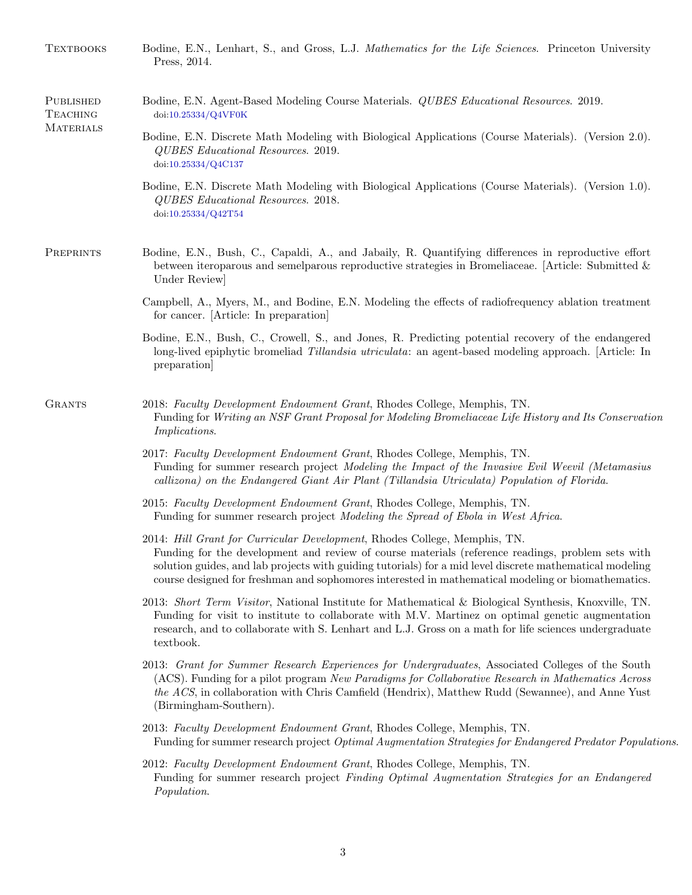## Textbooks

Bodine, E.N., Lenhart, S., and Gross, L.J. *Mathematics for the Life Sciences*. Princeton University Press, 2014.

## Published Teaching Materials

Bodine, E.N. Agent-Based Modeling Course Materials. *QUBES Educational Resources*. 2019. doi:10.25334/Q4VF0K

Bodine, E.N. Discrete Math Modeling with Biological Applications (Course Materials). (Version 2.0). *QUBES Educational Resources*. 2019. doi:10.25334/Q4C137

Bodine, E.N. Discrete Math Modeling with Biological Applications (Course Materials). (Version 1.0). *QUBES Educational Resources*. 2018. doi:10.25334/Q42T54

## Preprints

Bodine, E.N., Bush, C., Capaldi, A., and Jabaily, R. Quantifying differences in reproductive effort between iteroparous and semelparous reproductive strategies in Bromeliaceae. [Article: Submitted & Under Review]

Campbell, A., Myers, M., and Bodine, E.N. Modeling the effects of radiofrequency ablation treatment for cancer. [Article: In preparation]

Bodine, E.N., Bush, C., Crowell, S., and Jones, R. Predicting potential recovery of the endangered long-lived epiphytic bromeliad *Tillandsia utriculata*: an agent-based modeling approach. [Article: In preparation]

## Grants

2018: *Faculty Development Endowment Grant*, Rhodes College, Memphis, TN.
Funding for *Writing an NSF Grant Proposal for Modeling Bromeliaceae Life History and Its Conservation Implications*.

2017: *Faculty Development Endowment Grant*, Rhodes College, Memphis, TN.
Funding for summer research project *Modeling the Impact of the Invasive Evil Weevil (Metamasius callizona) on the Endangered Giant Air Plant (Tillandsia Utriculata) Population of Florida*.

2015: *Faculty Development Endowment Grant*, Rhodes College, Memphis, TN.
Funding for summer research project *Modeling the Spread of Ebola in West Africa*.

2014: *Hill Grant for Curricular Development*, Rhodes College, Memphis, TN.
Funding for the development and review of course materials (reference readings, problem sets with solution guides, and lab projects with guiding tutorials) for a mid level discrete mathematical modeling course designed for freshman and sophomores interested in mathematical modeling or biomathematics.

2013: *Short Term Visitor*, National Institute for Mathematical & Biological Synthesis, Knoxville, TN.
Funding for visit to institute to collaborate with M.V. Martinez on optimal genetic augmentation research, and to collaborate with S. Lenhart and L.J. Gross on a math for life sciences undergraduate textbook.

2013: *Grant for Summer Research Experiences for Undergraduates*, Associated Colleges of the South (ACS). Funding for a pilot program *New Paradigms for Collaborative Research in Mathematics Across the ACS*, in collaboration with Chris Camfield (Hendrix), Matthew Rudd (Sewannee), and Anne Yust (Birmingham-Southern).

2013: *Faculty Development Endowment Grant*, Rhodes College, Memphis, TN.
Funding for summer research project *Optimal Augmentation Strategies for Endangered Predator Populations*.

2012: *Faculty Development Endowment Grant*, Rhodes College, Memphis, TN.
Funding for summer research project *Finding Optimal Augmentation Strategies for an Endangered Population*.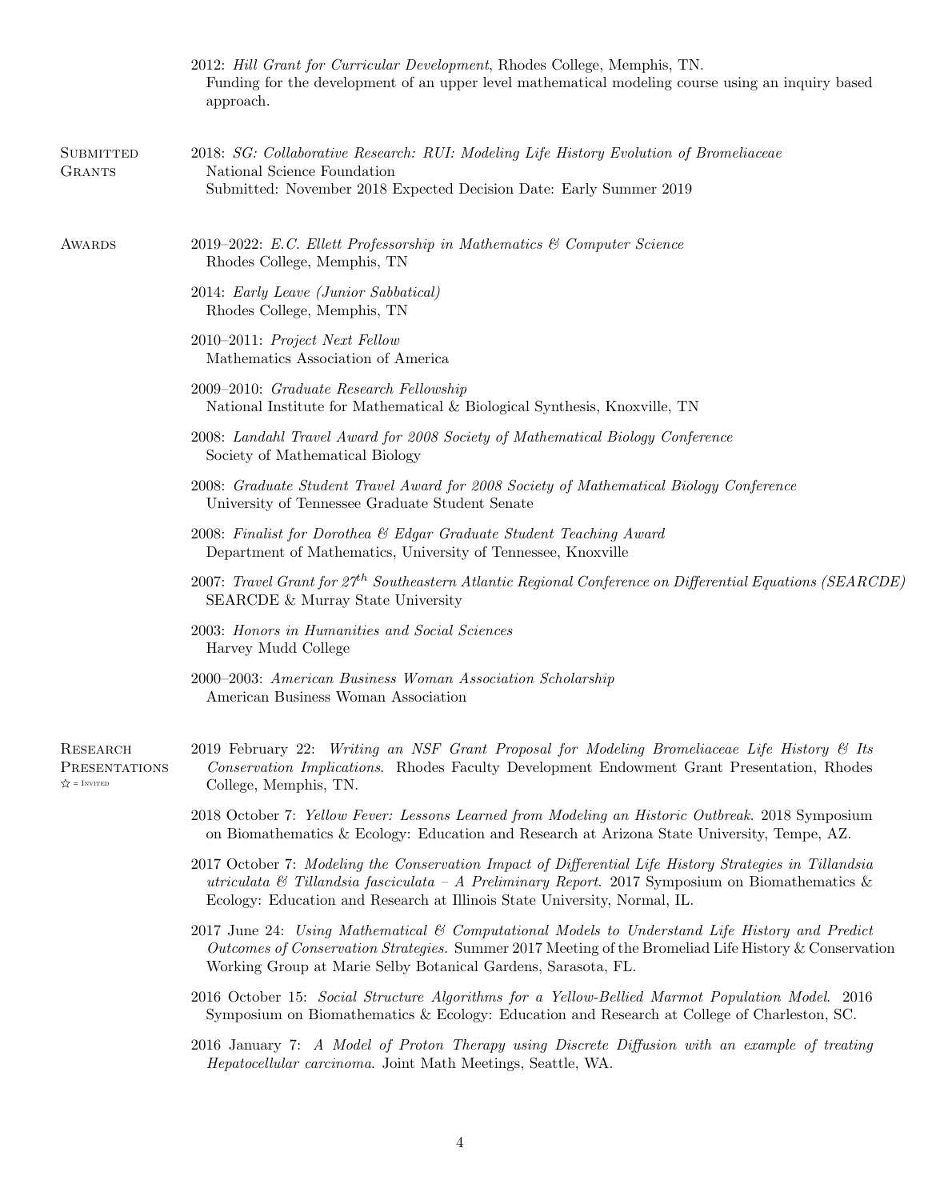2012: *Hill Grant for Curricular Development*, Rhodes College, Memphis, TN.
Funding for the development of an upper level mathematical modeling course using an inquiry based approach.

## Submitted Grants

2018: *SG: Collaborative Research: RUI: Modeling Life History Evolution of Bromeliaceae*
National Science Foundation
Submitted: November 2018 Expected Decision Date: Early Summer 2019

## Awards

2019–2022: *E.C. Ellett Professorship in Mathematics & Computer Science*
Rhodes College, Memphis, TN

2014: *Early Leave (Junior Sabbatical)*
Rhodes College, Memphis, TN

2010–2011: *Project Next Fellow*
Mathematics Association of America

2009–2010: *Graduate Research Fellowship*
National Institute for Mathematical & Biological Synthesis, Knoxville, TN

2008: *Landahl Travel Award for 2008 Society of Mathematical Biology Conference*
Society of Mathematical Biology

2008: *Graduate Student Travel Award for 2008 Society of Mathematical Biology Conference*
University of Tennessee Graduate Student Senate

2008: *Finalist for Dorothea & Edgar Graduate Student Teaching Award*
Department of Mathematics, University of Tennessee, Knoxville

2007: *Travel Grant for 27th Southeastern Atlantic Regional Conference on Differential Equations (SEARCDE)*
SEARCDE & Murray State University

2003: *Honors in Humanities and Social Sciences*
Harvey Mudd College

2000–2003: *American Business Woman Association Scholarship*
American Business Woman Association

## Research Presentations

☆ = Invited

2019 February 22: *Writing an NSF Grant Proposal for Modeling Bromeliaceae Life History & Its Conservation Implications*. Rhodes Faculty Development Endowment Grant Presentation, Rhodes College, Memphis, TN.

2018 October 7: *Yellow Fever: Lessons Learned from Modeling an Historic Outbreak*. 2018 Symposium on Biomathematics & Ecology: Education and Research at Arizona State University, Tempe, AZ.

2017 October 7: *Modeling the Conservation Impact of Differential Life History Strategies in Tillandsia utriculata & Tillandsia fasciculata – A Preliminary Report*. 2017 Symposium on Biomathematics & Ecology: Education and Research at Illinois State University, Normal, IL.

2017 June 24: *Using Mathematical & Computational Models to Understand Life History and Predict Outcomes of Conservation Strategies.* Summer 2017 Meeting of the Bromeliad Life History & Conservation Working Group at Marie Selby Botanical Gardens, Sarasota, FL.

2016 October 15: *Social Structure Algorithms for a Yellow-Bellied Marmot Population Model*. 2016 Symposium on Biomathematics & Ecology: Education and Research at College of Charleston, SC.

2016 January 7: *A Model of Proton Therapy using Discrete Diffusion with an example of treating Hepatocellular carcinoma*. Joint Math Meetings, Seattle, WA.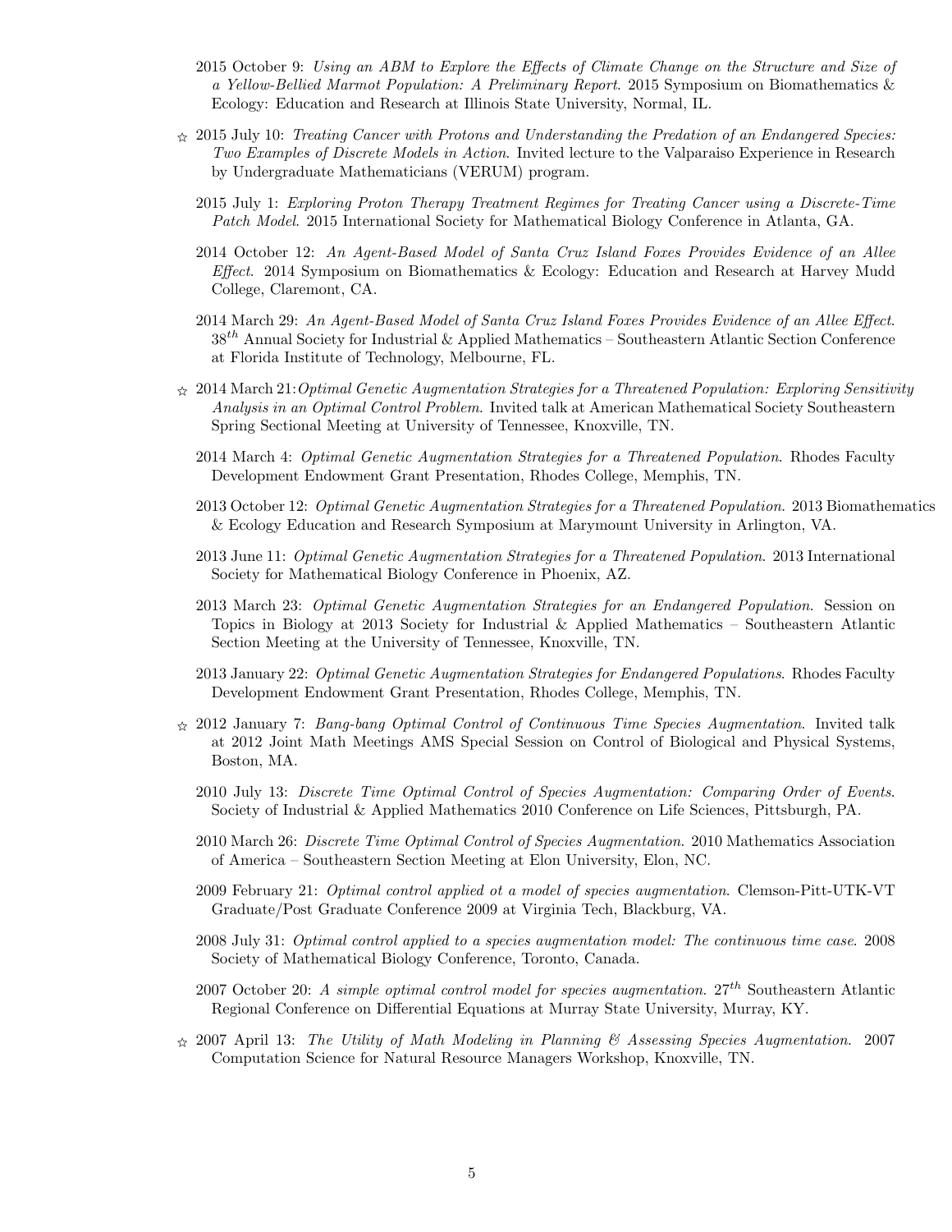2015 October 9: *Using an ABM to Explore the Effects of Climate Change on the Structure and Size of a Yellow-Bellied Marmot Population: A Preliminary Report*. 2015 Symposium on Biomathematics & Ecology: Education and Research at Illinois State University, Normal, IL.

☆ 2015 July 10: *Treating Cancer with Protons and Understanding the Predation of an Endangered Species: Two Examples of Discrete Models in Action*. Invited lecture to the Valparaiso Experience in Research by Undergraduate Mathematicians (VERUM) program.

2015 July 1: *Exploring Proton Therapy Treatment Regimes for Treating Cancer using a Discrete-Time Patch Model*. 2015 International Society for Mathematical Biology Conference in Atlanta, GA.

2014 October 12: *An Agent-Based Model of Santa Cruz Island Foxes Provides Evidence of an Allee Effect*. 2014 Symposium on Biomathematics & Ecology: Education and Research at Harvey Mudd College, Claremont, CA.

2014 March 29: *An Agent-Based Model of Santa Cruz Island Foxes Provides Evidence of an Allee Effect.* 38th Annual Society for Industrial & Applied Mathematics – Southeastern Atlantic Section Conference at Florida Institute of Technology, Melbourne, FL.

☆ 2014 March 21: *Optimal Genetic Augmentation Strategies for a Threatened Population: Exploring Sensitivity Analysis in an Optimal Control Problem.* Invited talk at American Mathematical Society Southeastern Spring Sectional Meeting at University of Tennessee, Knoxville, TN.

2014 March 4: *Optimal Genetic Augmentation Strategies for a Threatened Population*. Rhodes Faculty Development Endowment Grant Presentation, Rhodes College, Memphis, TN.

2013 October 12: *Optimal Genetic Augmentation Strategies for a Threatened Population.* 2013 Biomathematics & Ecology Education and Research Symposium at Marymount University in Arlington, VA.

2013 June 11: *Optimal Genetic Augmentation Strategies for a Threatened Population*. 2013 International Society for Mathematical Biology Conference in Phoenix, AZ.

2013 March 23: *Optimal Genetic Augmentation Strategies for an Endangered Population.* Session on Topics in Biology at 2013 Society for Industrial & Applied Mathematics – Southeastern Atlantic Section Meeting at the University of Tennessee, Knoxville, TN.

2013 January 22: *Optimal Genetic Augmentation Strategies for Endangered Populations*. Rhodes Faculty Development Endowment Grant Presentation, Rhodes College, Memphis, TN.

☆ 2012 January 7: *Bang-bang Optimal Control of Continuous Time Species Augmentation*. Invited talk at 2012 Joint Math Meetings AMS Special Session on Control of Biological and Physical Systems, Boston, MA.

2010 July 13: *Discrete Time Optimal Control of Species Augmentation: Comparing Order of Events*. Society of Industrial & Applied Mathematics 2010 Conference on Life Sciences, Pittsburgh, PA.

2010 March 26: *Discrete Time Optimal Control of Species Augmentation*. 2010 Mathematics Association of America – Southeastern Section Meeting at Elon University, Elon, NC.

2009 February 21: *Optimal control applied ot a model of species augmentation*. Clemson-Pitt-UTK-VT Graduate/Post Graduate Conference 2009 at Virginia Tech, Blackburg, VA.

2008 July 31: *Optimal control applied to a species augmentation model: The continuous time case*. 2008 Society of Mathematical Biology Conference, Toronto, Canada.

2007 October 20: *A simple optimal control model for species augmentation*. 27th Southeastern Atlantic Regional Conference on Differential Equations at Murray State University, Murray, KY.

☆ 2007 April 13: *The Utility of Math Modeling in Planning & Assessing Species Augmentation*. 2007 Computation Science for Natural Resource Managers Workshop, Knoxville, TN.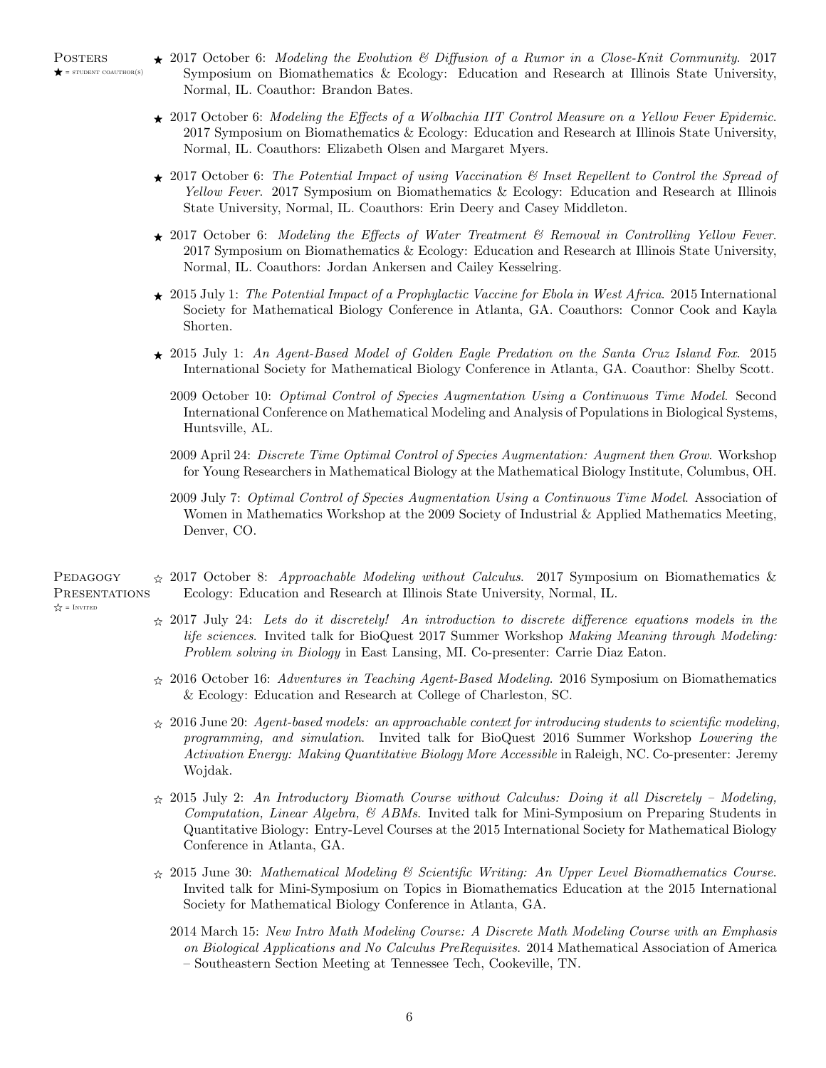## Posters

★ = student coauthor(s)

- ★ 2017 October 6: *Modeling the Evolution & Diffusion of a Rumor in a Close-Knit Community*. 2017 Symposium on Biomathematics & Ecology: Education and Research at Illinois State University, Normal, IL. Coauthor: Brandon Bates.
- ★ 2017 October 6: *Modeling the Effects of a Wolbachia IIT Control Measure on a Yellow Fever Epidemic*. 2017 Symposium on Biomathematics & Ecology: Education and Research at Illinois State University, Normal, IL. Coauthors: Elizabeth Olsen and Margaret Myers.
- ★ 2017 October 6: *The Potential Impact of using Vaccination & Inset Repellent to Control the Spread of Yellow Fever*. 2017 Symposium on Biomathematics & Ecology: Education and Research at Illinois State University, Normal, IL. Coauthors: Erin Deery and Casey Middleton.
- ★ 2017 October 6: *Modeling the Effects of Water Treatment & Removal in Controlling Yellow Fever*. 2017 Symposium on Biomathematics & Ecology: Education and Research at Illinois State University, Normal, IL. Coauthors: Jordan Ankersen and Cailey Kesselring.
- ★ 2015 July 1: *The Potential Impact of a Prophylactic Vaccine for Ebola in West Africa*. 2015 International Society for Mathematical Biology Conference in Atlanta, GA. Coauthors: Connor Cook and Kayla Shorten.
- ★ 2015 July 1: *An Agent-Based Model of Golden Eagle Predation on the Santa Cruz Island Fox*. 2015 International Society for Mathematical Biology Conference in Atlanta, GA. Coauthor: Shelby Scott.
- 2009 October 10: *Optimal Control of Species Augmentation Using a Continuous Time Model*. Second International Conference on Mathematical Modeling and Analysis of Populations in Biological Systems, Huntsville, AL.
- 2009 April 24: *Discrete Time Optimal Control of Species Augmentation: Augment then Grow*. Workshop for Young Researchers in Mathematical Biology at the Mathematical Biology Institute, Columbus, OH.
- 2009 July 7: *Optimal Control of Species Augmentation Using a Continuous Time Model*. Association of Women in Mathematics Workshop at the 2009 Society of Industrial & Applied Mathematics Meeting, Denver, CO.

## Pedagogy Presentations

☆ = Invited

- ☆ 2017 October 8: *Approachable Modeling without Calculus*. 2017 Symposium on Biomathematics & Ecology: Education and Research at Illinois State University, Normal, IL.
- ☆ 2017 July 24: *Lets do it discretely! An introduction to discrete difference equations models in the life sciences*. Invited talk for BioQuest 2017 Summer Workshop *Making Meaning through Modeling: Problem solving in Biology* in East Lansing, MI. Co-presenter: Carrie Diaz Eaton.
- ☆ 2016 October 16: *Adventures in Teaching Agent-Based Modeling*. 2016 Symposium on Biomathematics & Ecology: Education and Research at College of Charleston, SC.
- ☆ 2016 June 20: *Agent-based models: an approachable context for introducing students to scientific modeling, programming, and simulation*. Invited talk for BioQuest 2016 Summer Workshop *Lowering the Activation Energy: Making Quantitative Biology More Accessible* in Raleigh, NC. Co-presenter: Jeremy Wojdak.
- ☆ 2015 July 2: *An Introductory Biomath Course without Calculus: Doing it all Discretely – Modeling, Computation, Linear Algebra, & ABMs*. Invited talk for Mini-Symposium on Preparing Students in Quantitative Biology: Entry-Level Courses at the 2015 International Society for Mathematical Biology Conference in Atlanta, GA.
- ☆ 2015 June 30: *Mathematical Modeling & Scientific Writing: An Upper Level Biomathematics Course*. Invited talk for Mini-Symposium on Topics in Biomathematics Education at the 2015 International Society for Mathematical Biology Conference in Atlanta, GA.
- 2014 March 15: *New Intro Math Modeling Course: A Discrete Math Modeling Course with an Emphasis on Biological Applications and No Calculus PreRequisites*. 2014 Mathematical Association of America – Southeastern Section Meeting at Tennessee Tech, Cookeville, TN.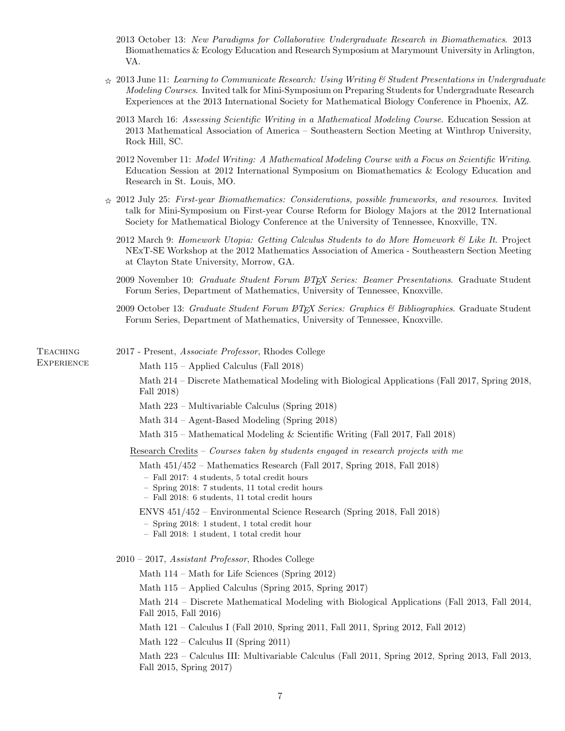2013 October 13: *New Paradigms for Collaborative Undergraduate Research in Biomathematics*. 2013 Biomathematics & Ecology Education and Research Symposium at Marymount University in Arlington, VA.

☆ 2013 June 11: *Learning to Communicate Research: Using Writing & Student Presentations in Undergraduate Modeling Courses*. Invited talk for Mini-Symposium on Preparing Students for Undergraduate Research Experiences at the 2013 International Society for Mathematical Biology Conference in Phoenix, AZ.

2013 March 16: *Assessing Scientific Writing in a Mathematical Modeling Course.* Education Session at 2013 Mathematical Association of America – Southeastern Section Meeting at Winthrop University, Rock Hill, SC.

2012 November 11: *Model Writing: A Mathematical Modeling Course with a Focus on Scientific Writing*. Education Session at 2012 International Symposium on Biomathematics & Ecology Education and Research in St. Louis, MO.

☆ 2012 July 25: *First-year Biomathematics: Considerations, possible frameworks, and resources*. Invited talk for Mini-Symposium on First-year Course Reform for Biology Majors at the 2012 International Society for Mathematical Biology Conference at the University of Tennessee, Knoxville, TN.

2012 March 9: *Homework Utopia: Getting Calculus Students to do More Homework & Like It*. Project NExT-SE Workshop at the 2012 Mathematics Association of America - Southeastern Section Meeting at Clayton State University, Morrow, GA.

2009 November 10: *Graduate Student Forum LaTeX Series: Beamer Presentations*. Graduate Student Forum Series, Department of Mathematics, University of Tennessee, Knoxville.

2009 October 13: *Graduate Student Forum LaTeX Series: Graphics & Bibliographies*. Graduate Student Forum Series, Department of Mathematics, University of Tennessee, Knoxville.

## Teaching Experience

2017 - Present, *Associate Professor*, Rhodes College

Math 115 – Applied Calculus (Fall 2018)

Math 214 – Discrete Mathematical Modeling with Biological Applications (Fall 2017, Spring 2018, Fall 2018)

Math 223 – Multivariable Calculus (Spring 2018)

Math 314 – Agent-Based Modeling (Spring 2018)

Math 315 – Mathematical Modeling & Scientific Writing (Fall 2017, Fall 2018)

Research Credits – *Courses taken by students engaged in research projects with me*

Math 451/452 – Mathematics Research (Fall 2017, Spring 2018, Fall 2018)

- Fall 2017: 4 students, 5 total credit hours
- Spring 2018: 7 students, 11 total credit hours
- Fall 2018: 6 students, 11 total credit hours

ENVS 451/452 – Environmental Science Research (Spring 2018, Fall 2018)

- Spring 2018: 1 student, 1 total credit hour
- Fall 2018: 1 student, 1 total credit hour

2010 – 2017, *Assistant Professor*, Rhodes College

Math 114 – Math for Life Sciences (Spring 2012)

Math 115 – Applied Calculus (Spring 2015, Spring 2017)

Math 214 – Discrete Mathematical Modeling with Biological Applications (Fall 2013, Fall 2014, Fall 2015, Fall 2016)

Math 121 – Calculus I (Fall 2010, Spring 2011, Fall 2011, Spring 2012, Fall 2012)

Math 122 – Calculus II (Spring 2011)

Math 223 – Calculus III: Multivariable Calculus (Fall 2011, Spring 2012, Spring 2013, Fall 2013, Fall 2015, Spring 2017)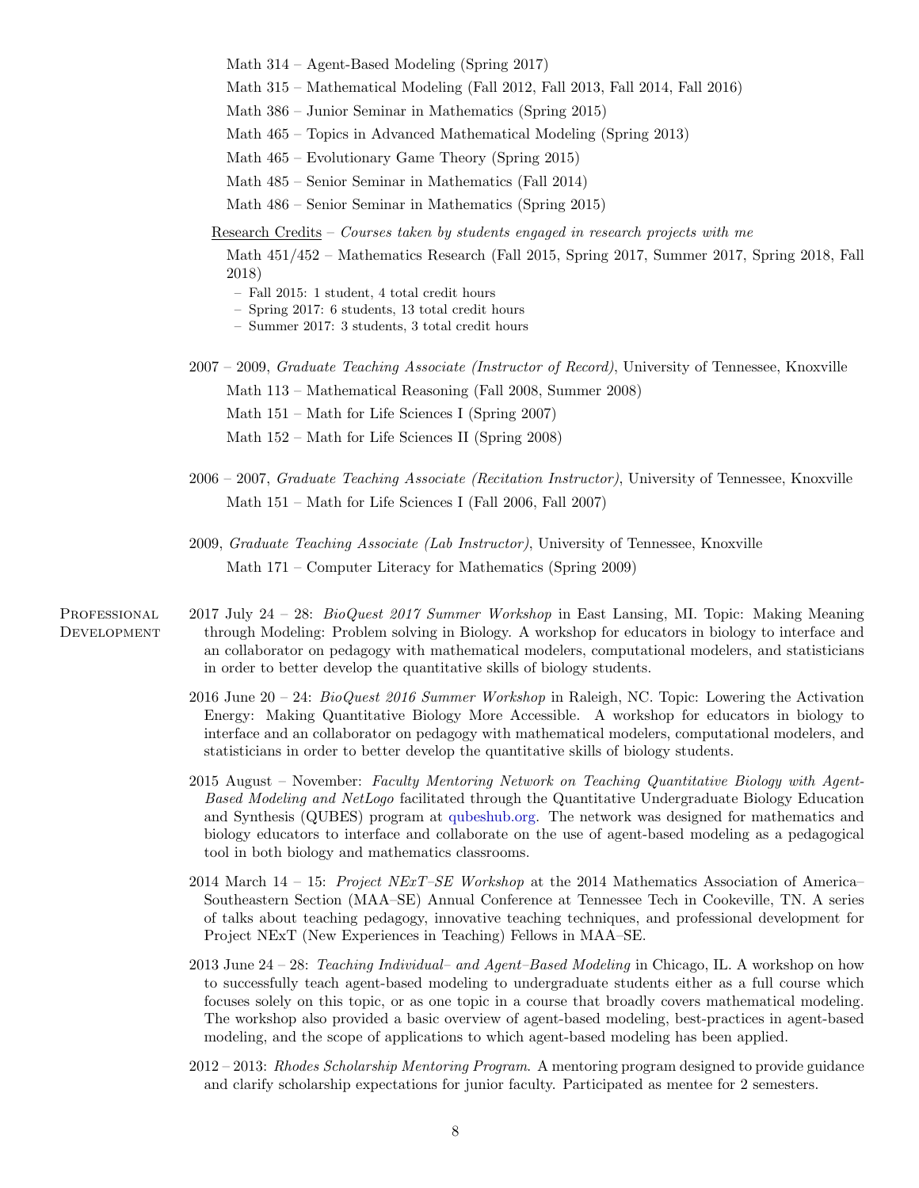Math 314 – Agent-Based Modeling (Spring 2017)

Math 315 – Mathematical Modeling (Fall 2012, Fall 2013, Fall 2014, Fall 2016)

Math 386 – Junior Seminar in Mathematics (Spring 2015)

Math 465 – Topics in Advanced Mathematical Modeling (Spring 2013)

Math 465 – Evolutionary Game Theory (Spring 2015)

Math 485 – Senior Seminar in Mathematics (Fall 2014)

Math 486 – Senior Seminar in Mathematics (Spring 2015)

Research Credits – *Courses taken by students engaged in research projects with me*

Math 451/452 – Mathematics Research (Fall 2015, Spring 2017, Summer 2017, Spring 2018, Fall 2018)

- Fall 2015: 1 student, 4 total credit hours
- Spring 2017: 6 students, 13 total credit hours
- Summer 2017: 3 students, 3 total credit hours

2007 – 2009, *Graduate Teaching Associate (Instructor of Record)*, University of Tennessee, Knoxville

Math 113 – Mathematical Reasoning (Fall 2008, Summer 2008)

Math 151 – Math for Life Sciences I (Spring 2007)

Math 152 – Math for Life Sciences II (Spring 2008)

2006 – 2007, *Graduate Teaching Associate (Recitation Instructor)*, University of Tennessee, Knoxville

Math 151 – Math for Life Sciences I (Fall 2006, Fall 2007)

2009, *Graduate Teaching Associate (Lab Instructor)*, University of Tennessee, Knoxville

Math 171 – Computer Literacy for Mathematics (Spring 2009)

## Professional Development

2017 July 24 – 28: *BioQuest 2017 Summer Workshop* in East Lansing, MI. Topic: Making Meaning through Modeling: Problem solving in Biology. A workshop for educators in biology to interface and an collaborator on pedagogy with mathematical modelers, computational modelers, and statisticians in order to better develop the quantitative skills of biology students.

2016 June 20 – 24: *BioQuest 2016 Summer Workshop* in Raleigh, NC. Topic: Lowering the Activation Energy: Making Quantitative Biology More Accessible. A workshop for educators in biology to interface and an collaborator on pedagogy with mathematical modelers, computational modelers, and statisticians in order to better develop the quantitative skills of biology students.

2015 August – November: *Faculty Mentoring Network on Teaching Quantitative Biology with Agent-Based Modeling and NetLogo* facilitated through the Quantitative Undergraduate Biology Education and Synthesis (QUBES) program at qubeshub.org. The network was designed for mathematics and biology educators to interface and collaborate on the use of agent-based modeling as a pedagogical tool in both biology and mathematics classrooms.

2014 March 14 – 15: *Project NExT–SE Workshop* at the 2014 Mathematics Association of America–Southeastern Section (MAA–SE) Annual Conference at Tennessee Tech in Cookeville, TN. A series of talks about teaching pedagogy, innovative teaching techniques, and professional development for Project NExT (New Experiences in Teaching) Fellows in MAA–SE.

2013 June 24 – 28: *Teaching Individual– and Agent–Based Modeling* in Chicago, IL. A workshop on how to successfully teach agent-based modeling to undergraduate students either as a full course which focuses solely on this topic, or as one topic in a course that broadly covers mathematical modeling. The workshop also provided a basic overview of agent-based modeling, best-practices in agent-based modeling, and the scope of applications to which agent-based modeling has been applied.

2012 – 2013: *Rhodes Scholarship Mentoring Program*. A mentoring program designed to provide guidance and clarify scholarship expectations for junior faculty. Participated as mentee for 2 semesters.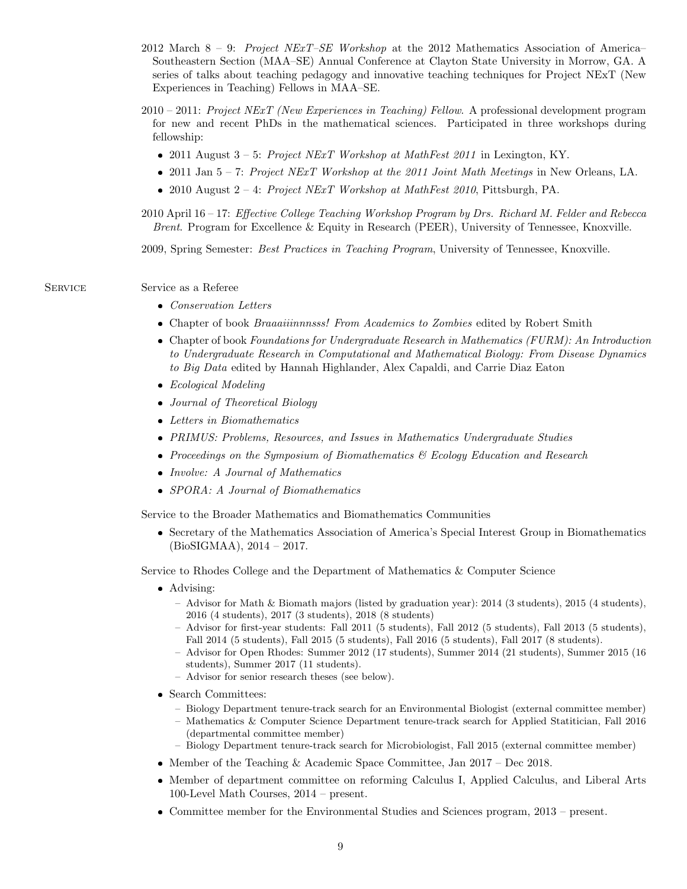2012 March 8 – 9: *Project NExT–SE Workshop* at the 2012 Mathematics Association of America–Southeastern Section (MAA–SE) Annual Conference at Clayton State University in Morrow, GA. A series of talks about teaching pedagogy and innovative teaching techniques for Project NExT (New Experiences in Teaching) Fellows in MAA–SE.

2010 – 2011: *Project NExT (New Experiences in Teaching) Fellow.* A professional development program for new and recent PhDs in the mathematical sciences. Participated in three workshops during fellowship:

- 2011 August 3 – 5: *Project NExT Workshop at MathFest 2011* in Lexington, KY.
- 2011 Jan 5 – 7: *Project NExT Workshop at the 2011 Joint Math Meetings* in New Orleans, LA.
- 2010 August 2 – 4: *Project NExT Workshop at MathFest 2010*, Pittsburgh, PA.

2010 April 16 – 17: *Effective College Teaching Workshop Program by Drs. Richard M. Felder and Rebecca Brent.* Program for Excellence & Equity in Research (PEER), University of Tennessee, Knoxville.

2009, Spring Semester: *Best Practices in Teaching Program*, University of Tennessee, Knoxville.

## Service

Service as a Referee

- *Conservation Letters*
- Chapter of book *Braaaiiinnnsss! From Academics to Zombies* edited by Robert Smith
- Chapter of book *Foundations for Undergraduate Research in Mathematics (FURM): An Introduction to Undergraduate Research in Computational and Mathematical Biology: From Disease Dynamics to Big Data* edited by Hannah Highlander, Alex Capaldi, and Carrie Diaz Eaton
- *Ecological Modeling*
- *Journal of Theoretical Biology*
- *Letters in Biomathematics*
- *PRIMUS: Problems, Resources, and Issues in Mathematics Undergraduate Studies*
- *Proceedings on the Symposium of Biomathematics & Ecology Education and Research*
- *Involve: A Journal of Mathematics*
- *SPORA: A Journal of Biomathematics*

Service to the Broader Mathematics and Biomathematics Communities

- Secretary of the Mathematics Association of America's Special Interest Group in Biomathematics (BioSIGMAA), 2014 – 2017.

Service to Rhodes College and the Department of Mathematics & Computer Science

- Advising:
  - Advisor for Math & Biomath majors (listed by graduation year): 2014 (3 students), 2015 (4 students), 2016 (4 students), 2017 (3 students), 2018 (8 students)
  - Advisor for first-year students: Fall 2011 (5 students), Fall 2012 (5 students), Fall 2013 (5 students), Fall 2014 (5 students), Fall 2015 (5 students), Fall 2016 (5 students), Fall 2017 (8 students).
  - Advisor for Open Rhodes: Summer 2012 (17 students), Summer 2014 (21 students), Summer 2015 (16 students), Summer 2017 (11 students).
  - Advisor for senior research theses (see below).
- Search Committees:
  - Biology Department tenure-track search for an Environmental Biologist (external committee member)
  - Mathematics & Computer Science Department tenure-track search for Applied Statitician, Fall 2016 (departmental committee member)
  - Biology Department tenure-track search for Microbiologist, Fall 2015 (external committee member)
- Member of the Teaching & Academic Space Committee, Jan 2017 – Dec 2018.
- Member of department committee on reforming Calculus I, Applied Calculus, and Liberal Arts 100-Level Math Courses, 2014 – present.
- Committee member for the Environmental Studies and Sciences program, 2013 – present.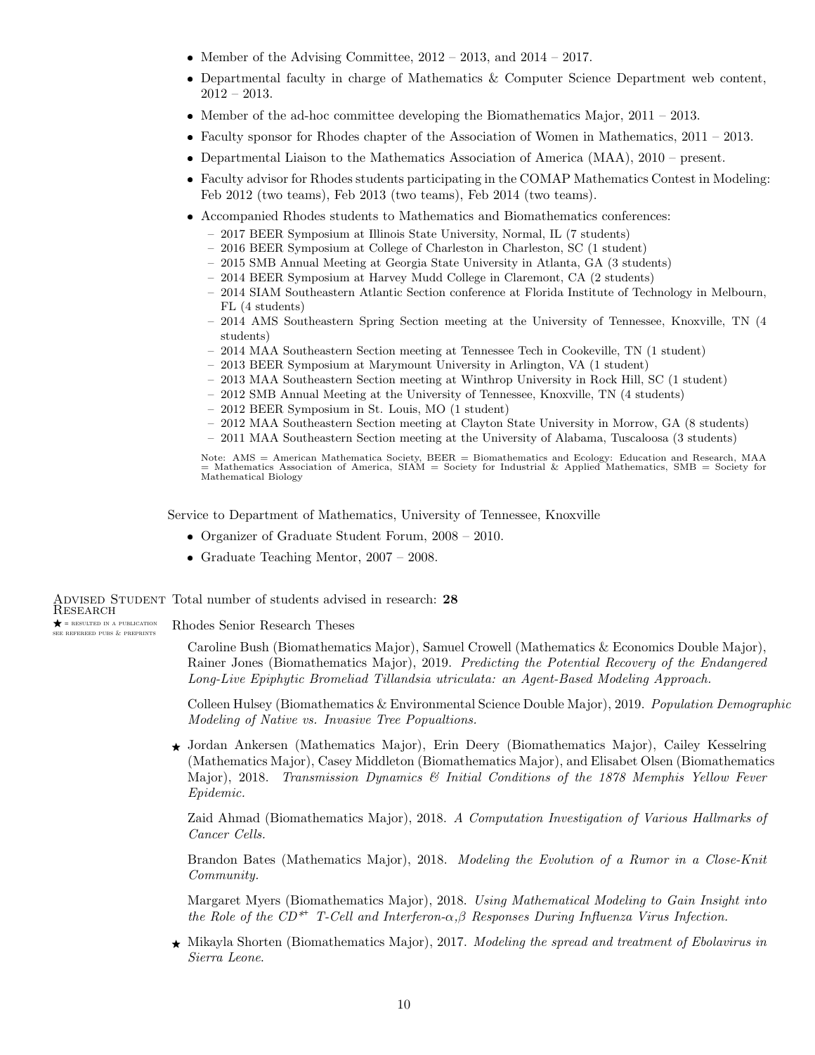- Member of the Advising Committee, 2012 – 2013, and 2014 – 2017.
- Departmental faculty in charge of Mathematics & Computer Science Department web content, 2012 – 2013.
- Member of the ad-hoc committee developing the Biomathematics Major, 2011 – 2013.
- Faculty sponsor for Rhodes chapter of the Association of Women in Mathematics, 2011 – 2013.
- Departmental Liaison to the Mathematics Association of America (MAA), 2010 – present.
- Faculty advisor for Rhodes students participating in the COMAP Mathematics Contest in Modeling: Feb 2012 (two teams), Feb 2013 (two teams), Feb 2014 (two teams).
- Accompanied Rhodes students to Mathematics and Biomathematics conferences:
  - 2017 BEER Symposium at Illinois State University, Normal, IL (7 students)
  - 2016 BEER Symposium at College of Charleston in Charleston, SC (1 student)
  - 2015 SMB Annual Meeting at Georgia State University in Atlanta, GA (3 students)
  - 2014 BEER Symposium at Harvey Mudd College in Claremont, CA (2 students)
  - 2014 SIAM Southeastern Atlantic Section conference at Florida Institute of Technology in Melbourn, FL (4 students)
  - 2014 AMS Southeastern Spring Section meeting at the University of Tennessee, Knoxville, TN (4 students)
  - 2014 MAA Southeastern Section meeting at Tennessee Tech in Cookeville, TN (1 student)
  - 2013 BEER Symposium at Marymount University in Arlington, VA (1 student)
  - 2013 MAA Southeastern Section meeting at Winthrop University in Rock Hill, SC (1 student)
  - 2012 SMB Annual Meeting at the University of Tennessee, Knoxville, TN (4 students)
  - 2012 BEER Symposium in St. Louis, MO (1 student)
  - 2012 MAA Southeastern Section meeting at Clayton State University in Morrow, GA (8 students)
  - 2011 MAA Southeastern Section meeting at the University of Alabama, Tuscaloosa (3 students)

Note: AMS = American Mathematica Society, BEER = Biomathematics and Ecology: Education and Research, MAA = Mathematics Association of America, SIAM = Society for Industrial & Applied Mathematics, SMB = Society for Mathematical Biology

Service to Department of Mathematics, University of Tennessee, Knoxville

- Organizer of Graduate Student Forum, 2008 – 2010.
- Graduate Teaching Mentor, 2007 – 2008.

## Advised Student Research

★ = resulted in a publication see refereed pubs & preprints

Total number of students advised in research: **28**

Rhodes Senior Research Theses

Caroline Bush (Biomathematics Major), Samuel Crowell (Mathematics & Economics Double Major), Rainer Jones (Biomathematics Major), 2019. *Predicting the Potential Recovery of the Endangered Long-Live Epiphytic Bromeliad Tillandsia utriculata: an Agent-Based Modeling Approach.*

Colleen Hulsey (Biomathematics & Environmental Science Double Major), 2019. *Population Demographic Modeling of Native vs. Invasive Tree Popualtions.*

★ Jordan Ankersen (Mathematics Major), Erin Deery (Biomathematics Major), Cailey Kesselring (Mathematics Major), Casey Middleton (Biomathematics Major), and Elisabet Olsen (Biomathematics Major), 2018. *Transmission Dynamics & Initial Conditions of the 1878 Memphis Yellow Fever Epidemic.*

Zaid Ahmad (Biomathematics Major), 2018. *A Computation Investigation of Various Hallmarks of Cancer Cells.*

Brandon Bates (Mathematics Major), 2018. *Modeling the Evolution of a Rumor in a Close-Knit Community.*

Margaret Myers (Biomathematics Major), 2018. *Using Mathematical Modeling to Gain Insight into the Role of the $CD^{8+}$ T-Cell and Interferon-$\alpha,\beta$ Responses During Influenza Virus Infection.*

★ Mikayla Shorten (Biomathematics Major), 2017. *Modeling the spread and treatment of Ebolavirus in Sierra Leone.*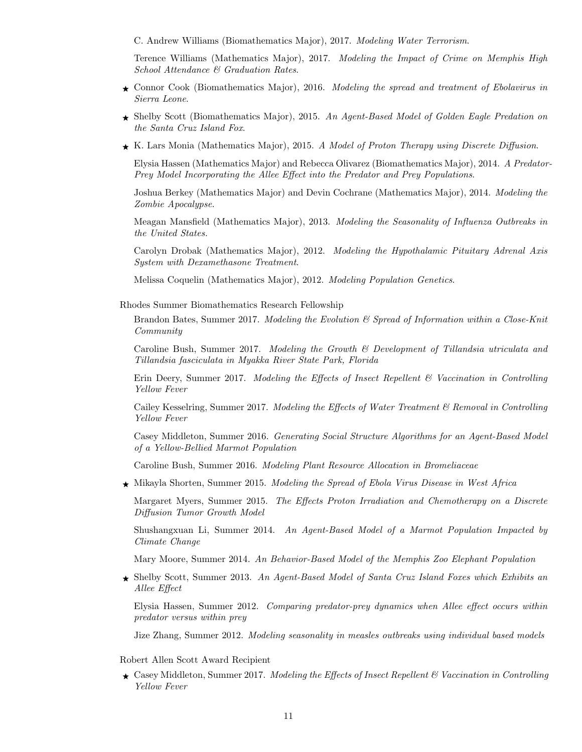C. Andrew Williams (Biomathematics Major), 2017. *Modeling Water Terrorism*.

Terence Williams (Mathematics Major), 2017. *Modeling the Impact of Crime on Memphis High School Attendance & Graduation Rates*.

★ Connor Cook (Biomathematics Major), 2016. *Modeling the spread and treatment of Ebolavirus in Sierra Leone*.

★ Shelby Scott (Biomathematics Major), 2015. *An Agent-Based Model of Golden Eagle Predation on the Santa Cruz Island Fox*.

★ K. Lars Monia (Mathematics Major), 2015. *A Model of Proton Therapy using Discrete Diffusion*.

Elysia Hassen (Mathematics Major) and Rebecca Olivarez (Biomathematics Major), 2014. *A Predator-Prey Model Incorporating the Allee Effect into the Predator and Prey Populations*.

Joshua Berkey (Mathematics Major) and Devin Cochrane (Mathematics Major), 2014. *Modeling the Zombie Apocalypse*.

Meagan Mansfield (Mathematics Major), 2013. *Modeling the Seasonality of Influenza Outbreaks in the United States*.

Carolyn Drobak (Mathematics Major), 2012. *Modeling the Hypothalamic Pituitary Adrenal Axis System with Dexamethasone Treatment*.

Melissa Coquelin (Mathematics Major), 2012. *Modeling Population Genetics*.

Rhodes Summer Biomathematics Research Fellowship

Brandon Bates, Summer 2017. *Modeling the Evolution & Spread of Information within a Close-Knit Community*

Caroline Bush, Summer 2017. *Modeling the Growth & Development of Tillandsia utriculata and Tillandsia fasciculata in Myakka River State Park, Florida*

Erin Deery, Summer 2017. *Modeling the Effects of Insect Repellent & Vaccination in Controlling Yellow Fever*

Cailey Kesselring, Summer 2017. *Modeling the Effects of Water Treatment & Removal in Controlling Yellow Fever*

Casey Middleton, Summer 2016. *Generating Social Structure Algorithms for an Agent-Based Model of a Yellow-Bellied Marmot Population*

Caroline Bush, Summer 2016. *Modeling Plant Resource Allocation in Bromeliaceae*

★ Mikayla Shorten, Summer 2015. *Modeling the Spread of Ebola Virus Disease in West Africa*

Margaret Myers, Summer 2015. *The Effects Proton Irradiation and Chemotherapy on a Discrete Diffusion Tumor Growth Model*

Shushangxuan Li, Summer 2014. *An Agent-Based Model of a Marmot Population Impacted by Climate Change*

Mary Moore, Summer 2014. *An Behavior-Based Model of the Memphis Zoo Elephant Population*

★ Shelby Scott, Summer 2013. *An Agent-Based Model of Santa Cruz Island Foxes which Exhibits an Allee Effect*

Elysia Hassen, Summer 2012. *Comparing predator-prey dynamics when Allee effect occurs within predator versus within prey*

Jize Zhang, Summer 2012. *Modeling seasonality in measles outbreaks using individual based models*

Robert Allen Scott Award Recipient

★ Casey Middleton, Summer 2017. *Modeling the Effects of Insect Repellent & Vaccination in Controlling Yellow Fever*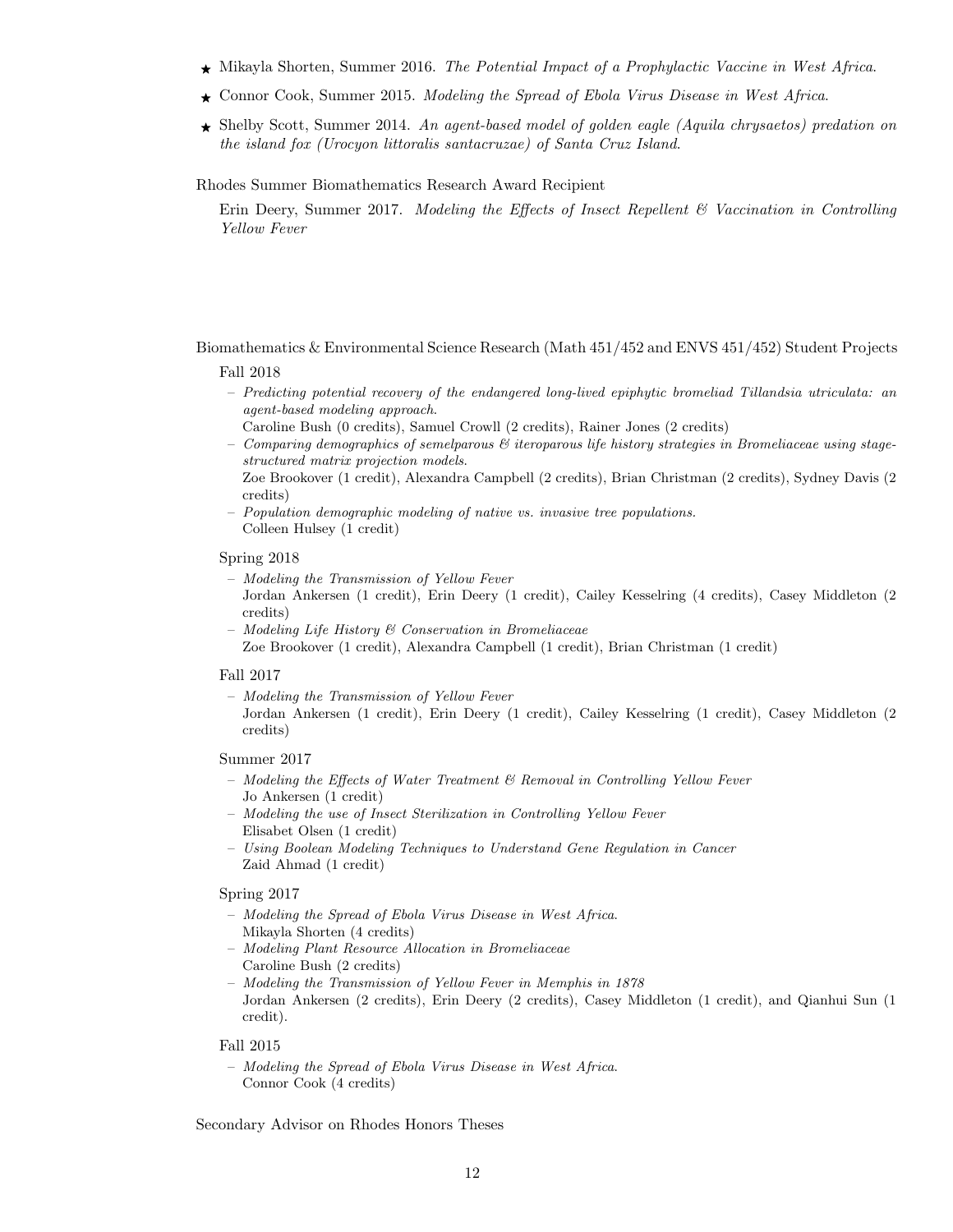- ★ Mikayla Shorten, Summer 2016. *The Potential Impact of a Prophylactic Vaccine in West Africa*.
- ★ Connor Cook, Summer 2015. *Modeling the Spread of Ebola Virus Disease in West Africa*.
- ★ Shelby Scott, Summer 2014. *An agent-based model of golden eagle (Aquila chrysaetos) predation on the island fox (Urocyon littoralis santacruzae) of Santa Cruz Island*.

Rhodes Summer Biomathematics Research Award Recipient

Erin Deery, Summer 2017. *Modeling the Effects of Insect Repellent & Vaccination in Controlling Yellow Fever*

Biomathematics & Environmental Science Research (Math 451/452 and ENVS 451/452) Student Projects

Fall 2018

- *Predicting potential recovery of the endangered long-lived epiphytic bromeliad Tillandsia utriculata: an agent-based modeling approach.*
  Caroline Bush (0 credits), Samuel Crowll (2 credits), Rainer Jones (2 credits)
- *Comparing demographics of semelparous & iteroparous life history strategies in Bromeliaceae using stage-structured matrix projection models.*
  Zoe Brookover (1 credit), Alexandra Campbell (2 credits), Brian Christman (2 credits), Sydney Davis (2 credits)
- *Population demographic modeling of native vs. invasive tree populations.*
  Colleen Hulsey (1 credit)

Spring 2018

- *Modeling the Transmission of Yellow Fever*
  Jordan Ankersen (1 credit), Erin Deery (1 credit), Cailey Kesselring (4 credits), Casey Middleton (2 credits)
- *Modeling Life History & Conservation in Bromeliaceae*
  Zoe Brookover (1 credit), Alexandra Campbell (1 credit), Brian Christman (1 credit)

Fall 2017

- *Modeling the Transmission of Yellow Fever*
  Jordan Ankersen (1 credit), Erin Deery (1 credit), Cailey Kesselring (1 credit), Casey Middleton (2 credits)

Summer 2017

- *Modeling the Effects of Water Treatment & Removal in Controlling Yellow Fever*
  Jo Ankersen (1 credit)
- *Modeling the use of Insect Sterilization in Controlling Yellow Fever*
  Elisabet Olsen (1 credit)
- *Using Boolean Modeling Techniques to Understand Gene Regulation in Cancer*
  Zaid Ahmad (1 credit)

Spring 2017

- *Modeling the Spread of Ebola Virus Disease in West Africa.*
  Mikayla Shorten (4 credits)
- *Modeling Plant Resource Allocation in Bromeliaceae*
  Caroline Bush (2 credits)
- *Modeling the Transmission of Yellow Fever in Memphis in 1878*
  Jordan Ankersen (2 credits), Erin Deery (2 credits), Casey Middleton (1 credit), and Qianhui Sun (1 credit).

Fall 2015

- *Modeling the Spread of Ebola Virus Disease in West Africa.*
  Connor Cook (4 credits)

Secondary Advisor on Rhodes Honors Theses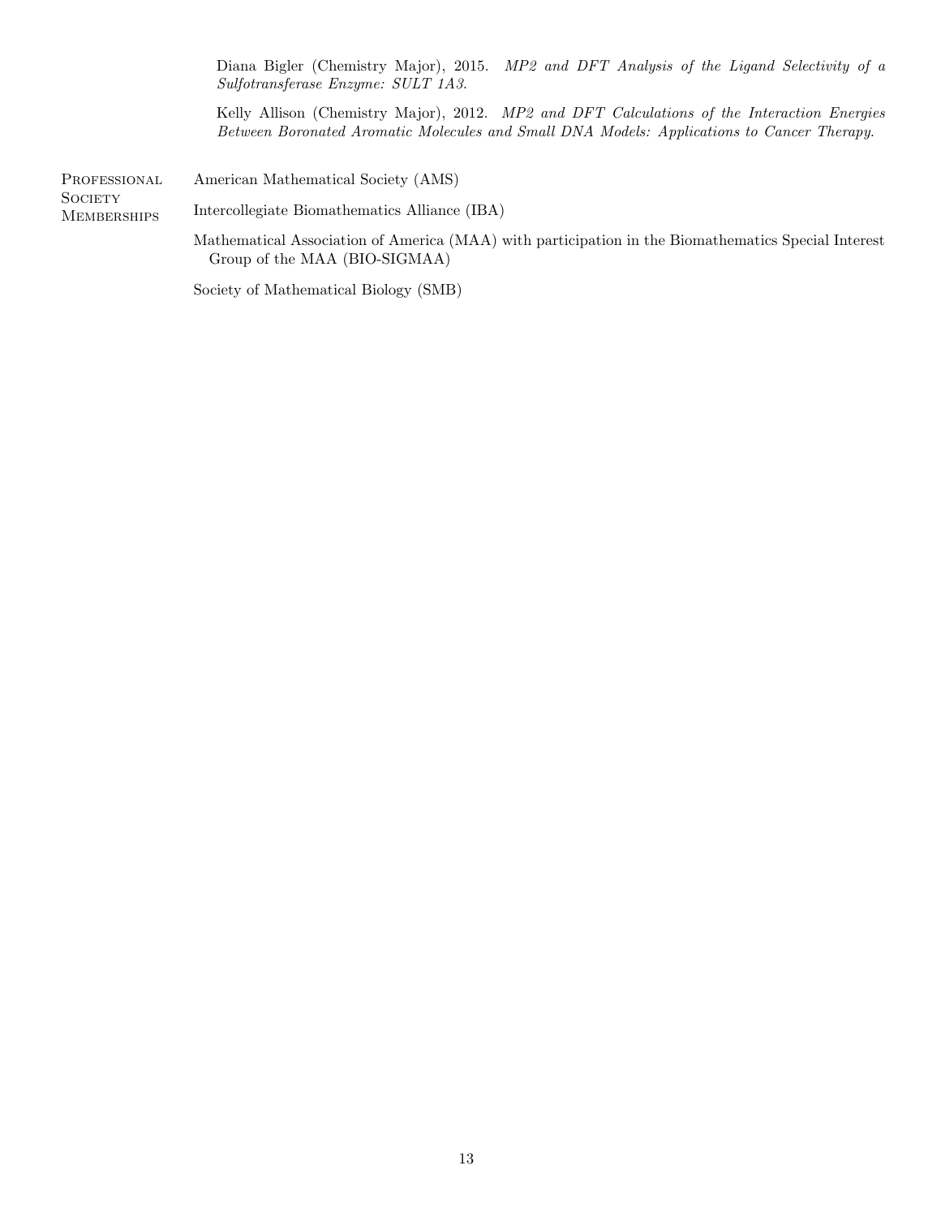Diana Bigler (Chemistry Major), 2015. *MP2 and DFT Analysis of the Ligand Selectivity of a Sulfotransferase Enzyme: SULT 1A3.*

Kelly Allison (Chemistry Major), 2012. *MP2 and DFT Calculations of the Interaction Energies Between Boronated Aromatic Molecules and Small DNA Models: Applications to Cancer Therapy.*

## Professional Society Memberships

American Mathematical Society (AMS)

Intercollegiate Biomathematics Alliance (IBA)

Mathematical Association of America (MAA) with participation in the Biomathematics Special Interest Group of the MAA (BIO-SIGMAA)

Society of Mathematical Biology (SMB)